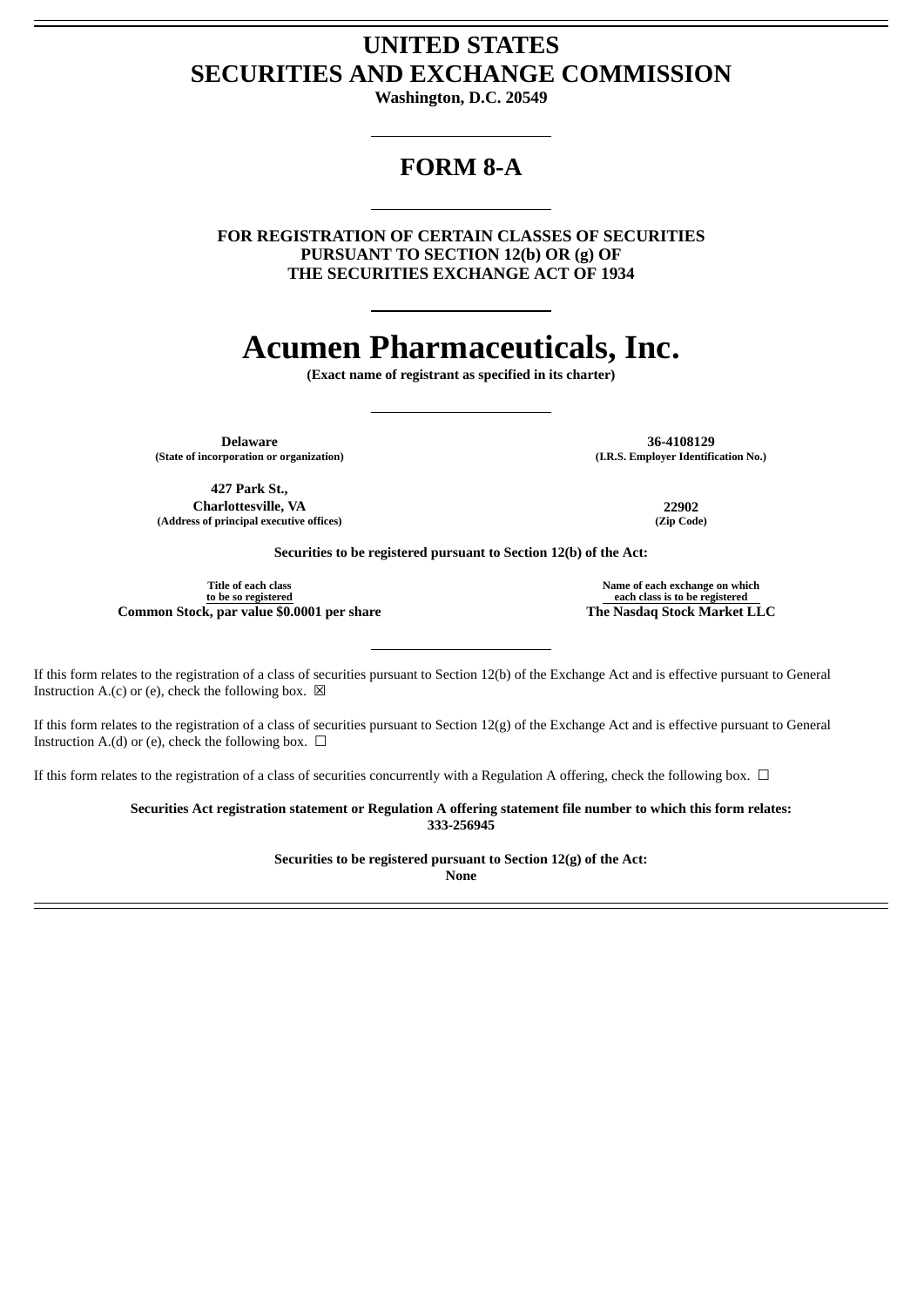# UNITED STATES
# SECURITIES AND EXCHANGE COMMISSION

**Washington, D.C. 20549**

## FORM 8-A

**FOR REGISTRATION OF CERTAIN CLASSES OF SECURITIES PURSUANT TO SECTION 12(b) OR (g) OF THE SECURITIES EXCHANGE ACT OF 1934**

# Acumen Pharmaceuticals, Inc.

**(Exact name of registrant as specified in its charter)**

| | |
|---|---|
| **Delaware**<br>**(State of incorporation or organization)** | **36-4108129**<br>**(I.R.S. Employer Identification No.)** |
| **427 Park St.,**<br>**Charlottesville, VA**<br>**(Address of principal executive offices)** | **22902**<br>**(Zip Code)** |

**Securities to be registered pursuant to Section 12(b) of the Act:**

| Title of each class to be so registered | Name of each exchange on which each class is to be registered |
|---|---|
| **Common Stock, par value $0.0001 per share** | **The Nasdaq Stock Market LLC** |

If this form relates to the registration of a class of securities pursuant to Section 12(b) of the Exchange Act and is effective pursuant to General Instruction A.(c) or (e), check the following box. ☒

If this form relates to the registration of a class of securities pursuant to Section 12(g) of the Exchange Act and is effective pursuant to General Instruction A.(d) or (e), check the following box. ☐

If this form relates to the registration of a class of securities concurrently with a Regulation A offering, check the following box. ☐

**Securities Act registration statement or Regulation A offering statement file number to which this form relates: 333-256945**

**Securities to be registered pursuant to Section 12(g) of the Act:**
**None**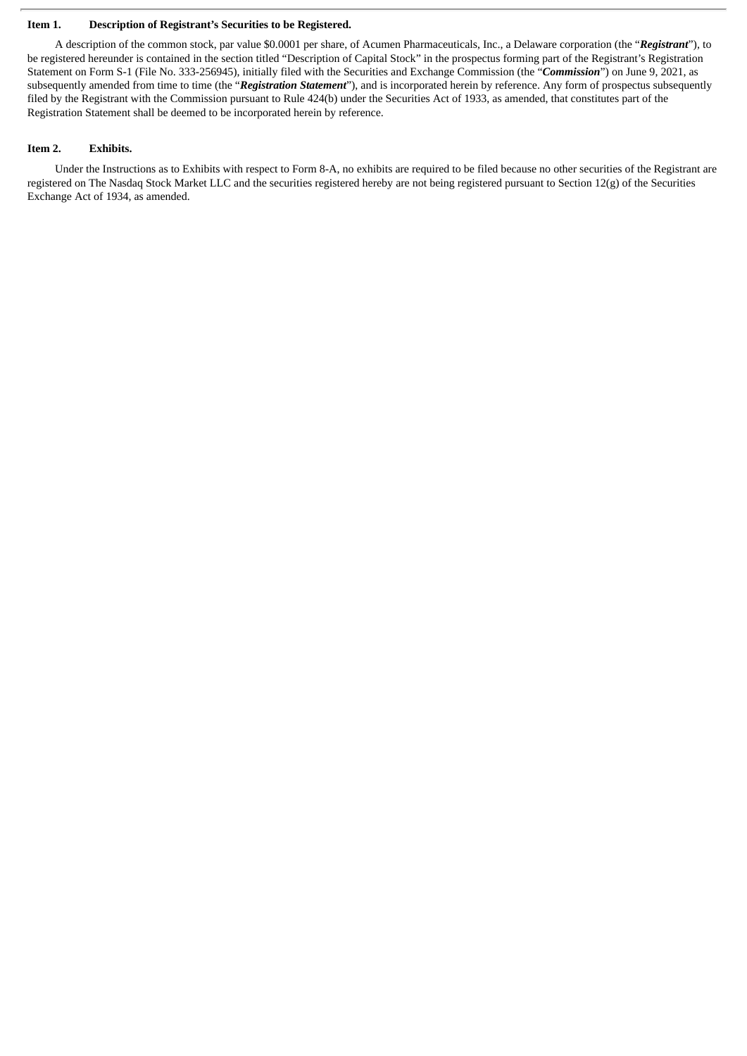**Item 1. Description of Registrant's Securities to be Registered.**

A description of the common stock, par value $0.0001 per share, of Acumen Pharmaceuticals, Inc., a Delaware corporation (the "***Registrant***"), to be registered hereunder is contained in the section titled "Description of Capital Stock" in the prospectus forming part of the Registrant's Registration Statement on Form S-1 (File No. 333-256945), initially filed with the Securities and Exchange Commission (the "***Commission***") on June 9, 2021, as subsequently amended from time to time (the "***Registration Statement***"), and is incorporated herein by reference. Any form of prospectus subsequently filed by the Registrant with the Commission pursuant to Rule 424(b) under the Securities Act of 1933, as amended, that constitutes part of the Registration Statement shall be deemed to be incorporated herein by reference.

**Item 2. Exhibits.**

Under the Instructions as to Exhibits with respect to Form 8-A, no exhibits are required to be filed because no other securities of the Registrant are registered on The Nasdaq Stock Market LLC and the securities registered hereby are not being registered pursuant to Section 12(g) of the Securities Exchange Act of 1934, as amended.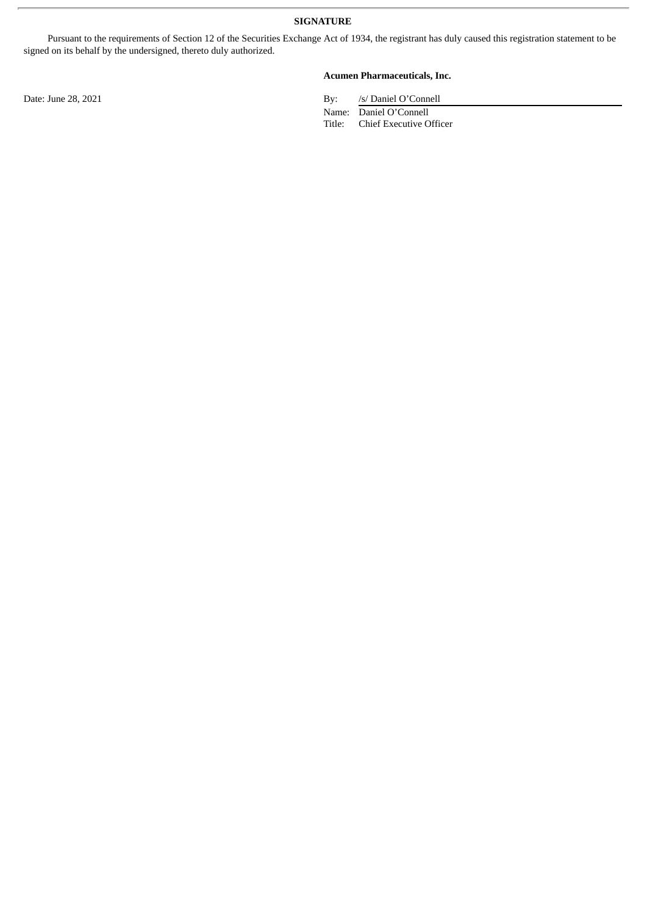**SIGNATURE**

Pursuant to the requirements of Section 12 of the Securities Exchange Act of 1934, the registrant has duly caused this registration statement to be signed on its behalf by the undersigned, thereto duly authorized.

**Acumen Pharmaceuticals, Inc.**

Date: June 28, 2021

By: /s/ Daniel O'Connell
Name: Daniel O'Connell
Title: Chief Executive Officer